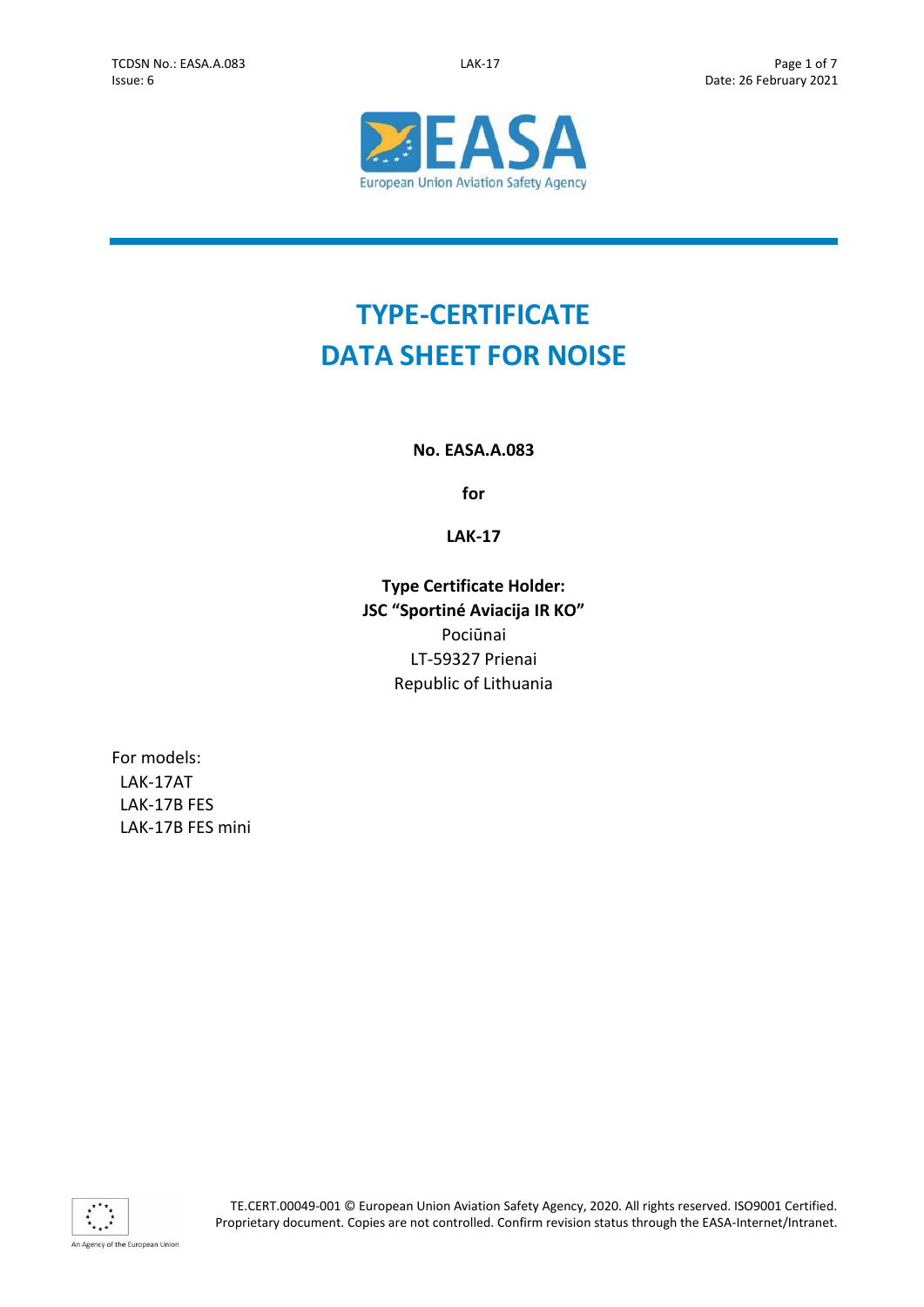# TYPE-CERTIFICATE DATA SHEET FOR NOISE

**No. EASA.A.083**

**for**

**LAK-17**

**Type Certificate Holder:**
**JSC "Sportiné Aviacija IR KO"**
Pociūnai
LT-59327 Prienai
Republic of Lithuania

For models:
- LAK-17AT
- LAK-17B FES
- LAK-17B FES mini

TE.CERT.00049-001 © European Union Aviation Safety Agency, 2020. All rights reserved. ISO9001 Certified. Proprietary document. Copies are not controlled. Confirm revision status through the EASA-Internet/Intranet.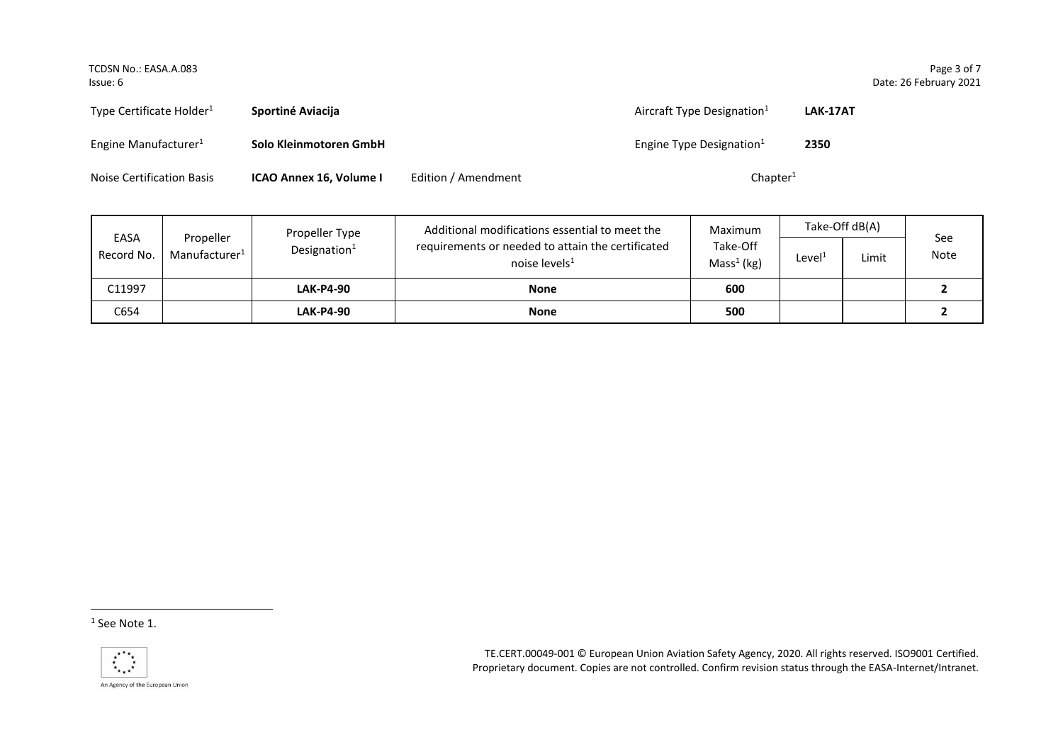| Type Certificate Holder[1] | **Sportiné Aviacija** | | Aircraft Type Designation[1] | **LAK-17AT** |
|---|---|---|---|---|
| Engine Manufacturer[1] | **Solo Kleinmotoren GmbH** | | Engine Type Designation[1] | **2350** |
| Noise Certification Basis | **ICAO Annex 16, Volume I** | Edition / Amendment | Chapter[1] | |

| EASA Record No. | Propeller Manufacturer[1] | Propeller Type Designation[1] | Additional modifications essential to meet the requirements or needed to attain the certificated noise levels[1] | Maximum Take-Off Mass[1] (kg) | Take-Off dB(A) | | See Note |
|---|---|---|---|---|---|---|---|
| | | | | | Level[1] | Limit | |
| C11997 | | **LAK-P4-90** | **None** | **600** | | | **2** |
| C654 | | **LAK-P4-90** | **None** | **500** | | | **2** |

[1] See Note 1.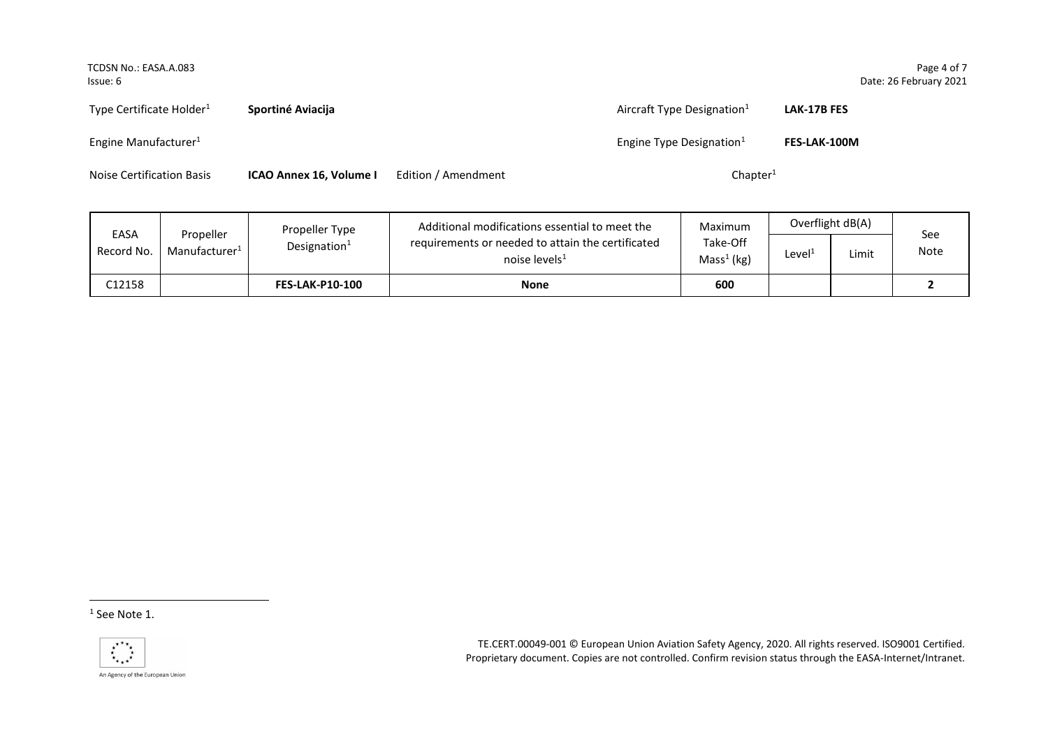| Type Certificate Holder[1] | **Sportiné Aviacija** | Aircraft Type Designation[1] | **LAK-17B FES** |
|---|---|---|---|
| Engine Manufacturer[1] | | Engine Type Designation[1] | **FES-LAK-100M** |
| Noise Certification Basis | **ICAO Annex 16, Volume I** Edition / Amendment | Chapter[1] | |

| EASA Record No. | Propeller Manufacturer[1] | Propeller Type Designation[1] | Additional modifications essential to meet the requirements or needed to attain the certificated noise levels[1] | Maximum Take-Off Mass[1] (kg) | Overflight dB(A) | | See Note |
|---|---|---|---|---|---|---|---|
| | | | | | Level[1] | Limit | |
| C12158 | | **FES-LAK-P10-100** | **None** | **600** | | | **2** |

[1] See Note 1.

TE.CERT.00049-001 © European Union Aviation Safety Agency, 2020. All rights reserved. ISO9001 Certified. Proprietary document. Copies are not controlled. Confirm revision status through the EASA-Internet/Intranet.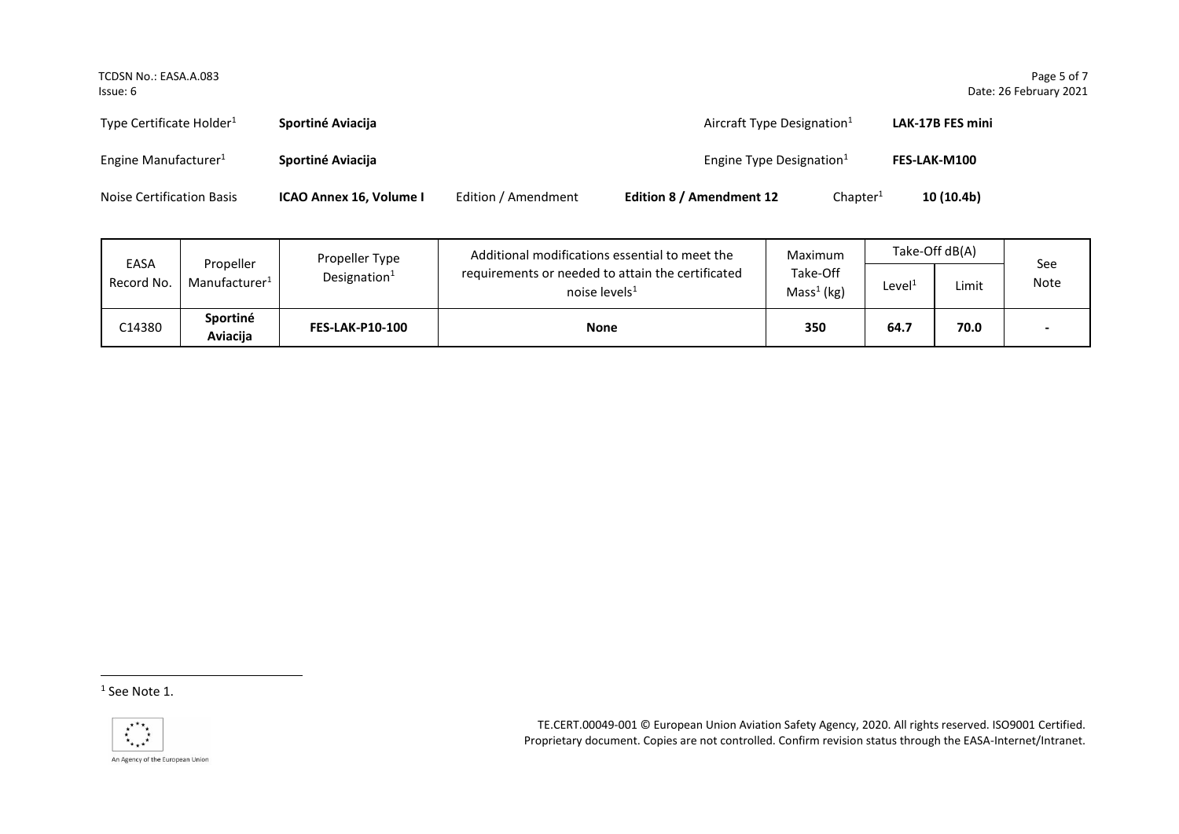| Type Certificate Holder[1] | **Sportiné Aviacija** | | | Aircraft Type Designation[1] | **LAK-17B FES mini** |
|---|---|---|---|---|---|
| Engine Manufacturer[1] | **Sportiné Aviacija** | | | Engine Type Designation[1] | **FES-LAK-M100** |
| Noise Certification Basis | **ICAO Annex 16, Volume I** | Edition / Amendment | **Edition 8 / Amendment 12** | Chapter[1] | **10 (10.4b)** |

| EASA Record No. | Propeller Manufacturer[1] | Propeller Type Designation[1] | Additional modifications essential to meet the requirements or needed to attain the certificated noise levels[1] | Maximum Take-Off Mass[1] (kg) | Take-Off dB(A) | | See Note |
|---|---|---|---|---|---|---|---|
| | | | | | Level[1] | Limit | |
| C14380 | **Sportiné Aviacija** | **FES-LAK-P10-100** | **None** | **350** | **64.7** | **70.0** | **-** |

[1] See Note 1.

TE.CERT.00049-001 © European Union Aviation Safety Agency, 2020. All rights reserved. ISO9001 Certified. Proprietary document. Copies are not controlled. Confirm revision status through the EASA-Internet/Intranet.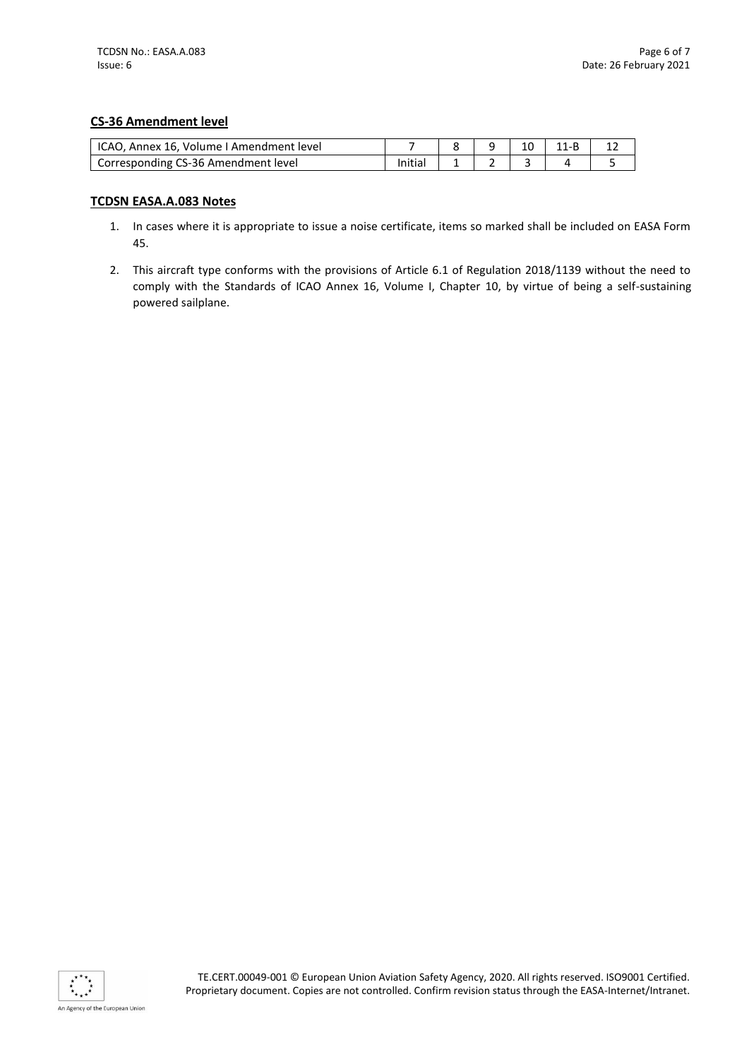**CS-36 Amendment level**

| ICAO, Annex 16, Volume I Amendment level | 7 | 8 | 9 | 10 | 11-B | 12 |
|---|---|---|---|---|---|---|
| Corresponding CS-36 Amendment level | Initial | 1 | 2 | 3 | 4 | 5 |

**TCDSN EASA.A.083 Notes**

1. In cases where it is appropriate to issue a noise certificate, items so marked shall be included on EASA Form 45.
2. This aircraft type conforms with the provisions of Article 6.1 of Regulation 2018/1139 without the need to comply with the Standards of ICAO Annex 16, Volume I, Chapter 10, by virtue of being a self-sustaining powered sailplane.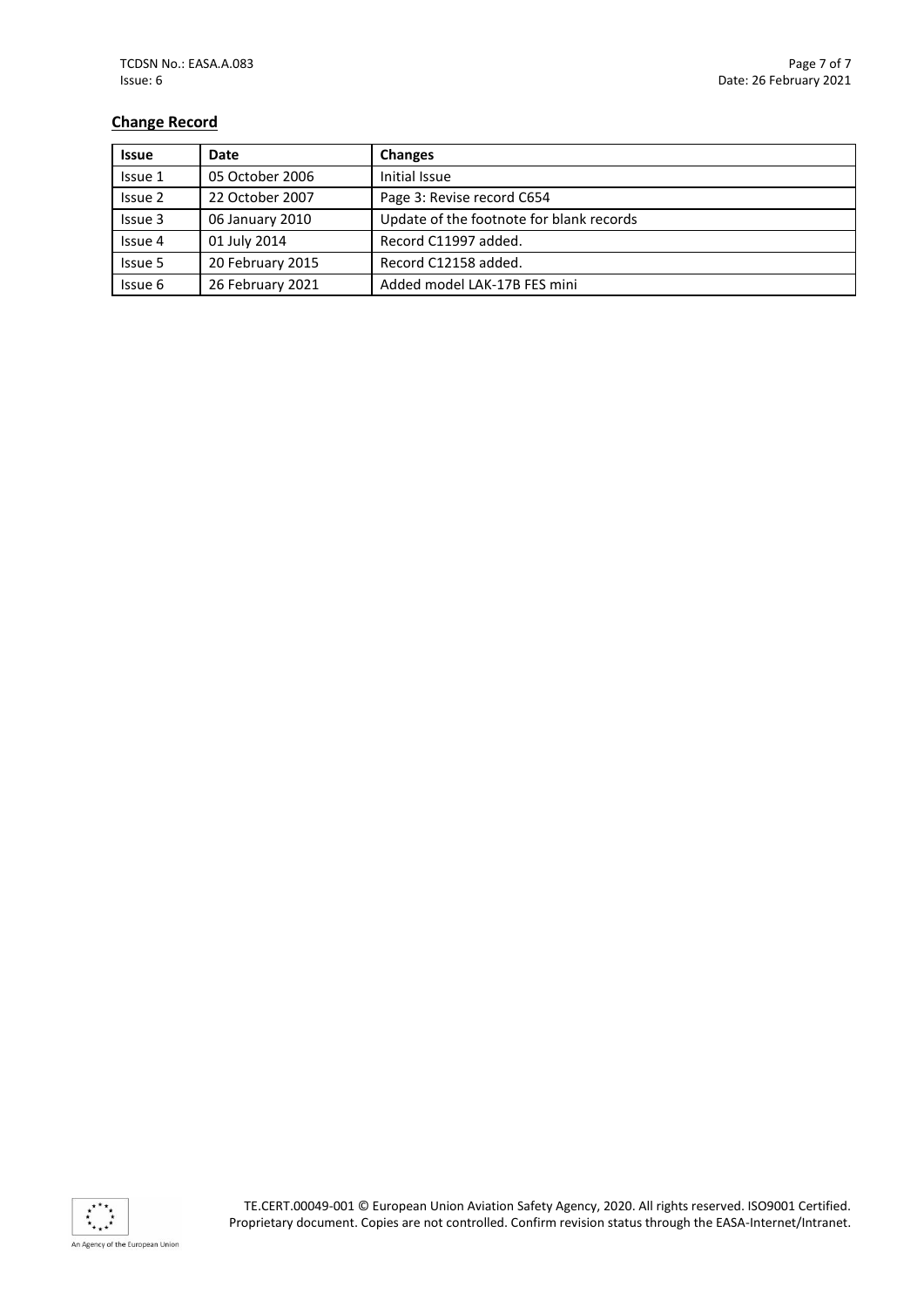## Change Record

| Issue | Date | Changes |
| --- | --- | --- |
| Issue 1 | 05 October 2006 | Initial Issue |
| Issue 2 | 22 October 2007 | Page 3: Revise record C654 |
| Issue 3 | 06 January 2010 | Update of the footnote for blank records |
| Issue 4 | 01 July 2014 | Record C11997 added. |
| Issue 5 | 20 February 2015 | Record C12158 added. |
| Issue 6 | 26 February 2021 | Added model LAK-17B FES mini |